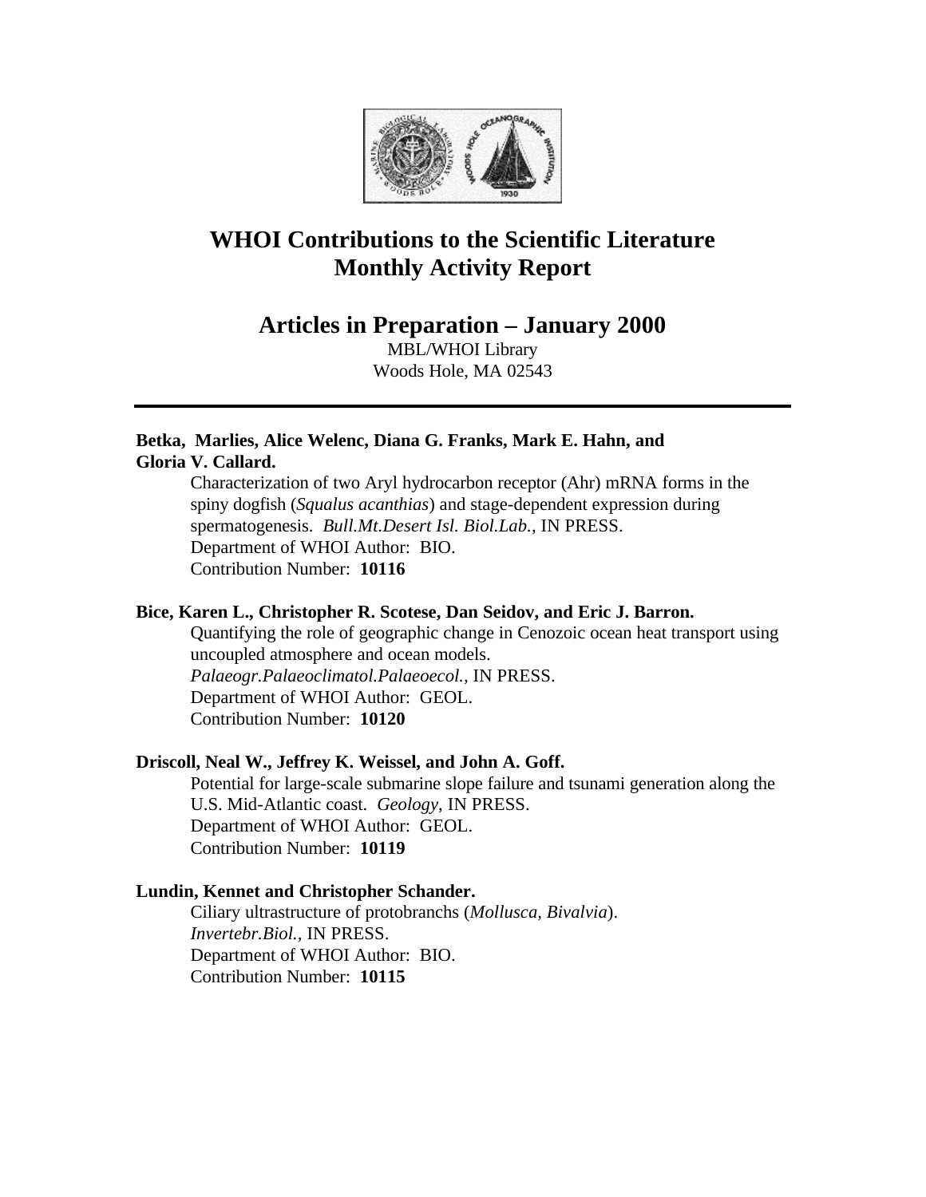# WHOI Contributions to the Scientific Literature Monthly Activity Report

## Articles in Preparation – January 2000

MBL/WHOI Library
Woods Hole, MA 02543

---

**Betka, Marlies, Alice Welenc, Diana G. Franks, Mark E. Hahn, and Gloria V. Callard.**
Characterization of two Aryl hydrocarbon receptor (Ahr) mRNA forms in the spiny dogfish (*Squalus acanthias*) and stage-dependent expression during spermatogenesis. *Bull.Mt.Desert Isl. Biol.Lab.*, IN PRESS.
Department of WHOI Author: BIO.
Contribution Number: **10116**

**Bice, Karen L., Christopher R. Scotese, Dan Seidov, and Eric J. Barron.**
Quantifying the role of geographic change in Cenozoic ocean heat transport using uncoupled atmosphere and ocean models.
*Palaeogr.Palaeoclimatol.Palaeoecol.*, IN PRESS.
Department of WHOI Author: GEOL.
Contribution Number: **10120**

**Driscoll, Neal W., Jeffrey K. Weissel, and John A. Goff.**
Potential for large-scale submarine slope failure and tsunami generation along the U.S. Mid-Atlantic coast. *Geology*, IN PRESS.
Department of WHOI Author: GEOL.
Contribution Number: **10119**

**Lundin, Kennet and Christopher Schander.**
Ciliary ultrastructure of protobranchs (*Mollusca, Bivalvia*).
*Invertebr.Biol.*, IN PRESS.
Department of WHOI Author: BIO.
Contribution Number: **10115**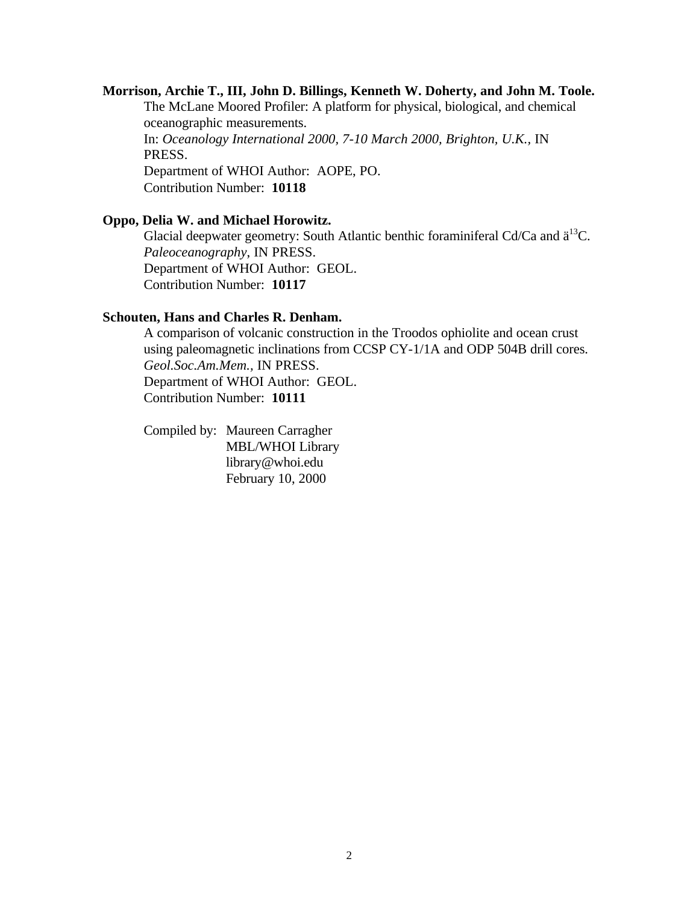**Morrison, Archie T., III, John D. Billings, Kenneth W. Doherty, and John M. Toole.**

The McLane Moored Profiler: A platform for physical, biological, and chemical oceanographic measurements.
In: *Oceanology International 2000, 7-10 March 2000, Brighton, U.K.*, IN PRESS.
Department of WHOI Author: AOPE, PO.
Contribution Number: **10118**

**Oppo, Delia W. and Michael Horowitz.**

Glacial deepwater geometry: South Atlantic benthic foraminiferal Cd/Ca and ä$^{13}$C.
*Paleoceanography*, IN PRESS.
Department of WHOI Author: GEOL.
Contribution Number: **10117**

**Schouten, Hans and Charles R. Denham.**

A comparison of volcanic construction in the Troodos ophiolite and ocean crust using paleomagnetic inclinations from CCSP CY-1/1A and ODP 504B drill cores.
*Geol.Soc.Am.Mem.*, IN PRESS.
Department of WHOI Author: GEOL.
Contribution Number: **10111**

Compiled by: Maureen Carragher
MBL/WHOI Library
library@whoi.edu
February 10, 2000